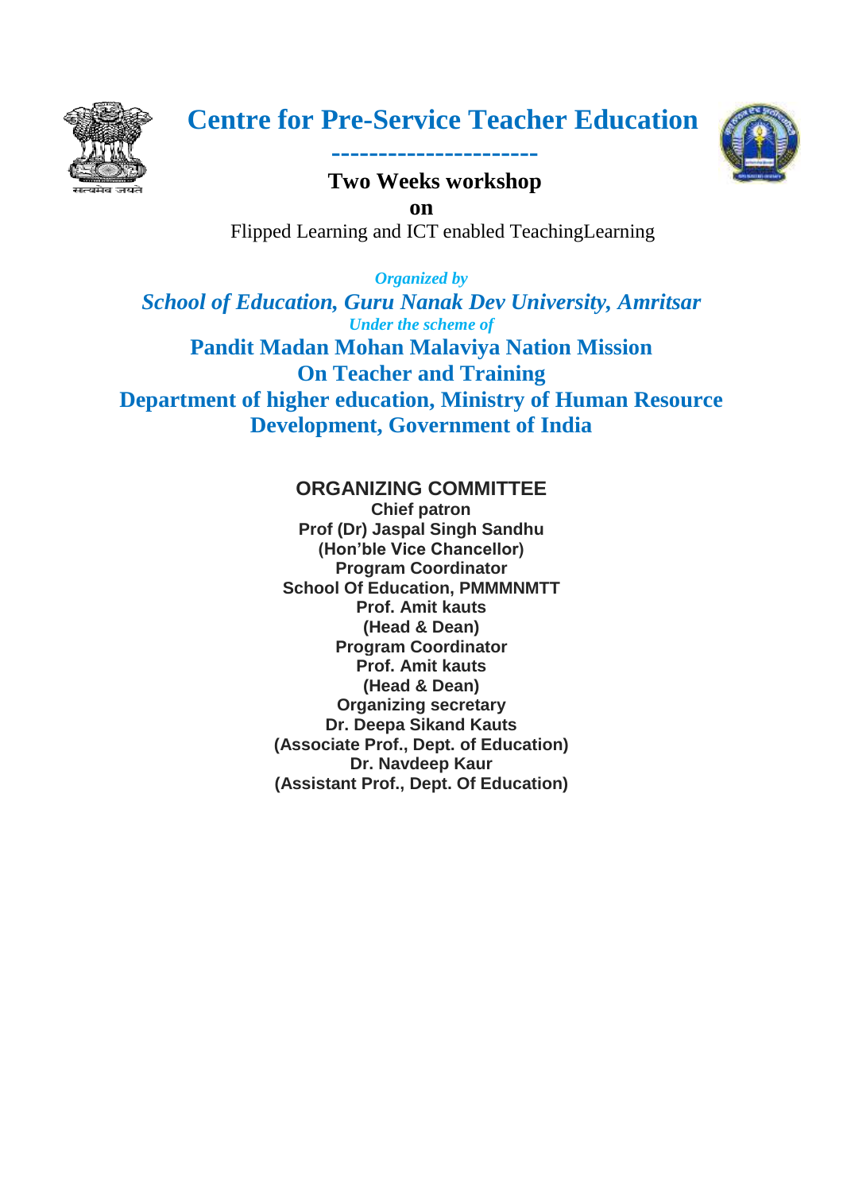# Centre for Pre-Service Teacher Education

----------------------

## Two Weeks workshop

**on**

Flipped Learning and ICT enabled TeachingLearning

*Organized by*

***School of Education, Guru Nanak Dev University, Amritsar***

*Under the scheme of*

**Pandit Madan Mohan Malaviya Nation Mission**
**On Teacher and Training**
**Department of higher education, Ministry of Human Resource Development, Government of India**

## ORGANIZING COMMITTEE

**Chief patron**
**Prof (Dr) Jaspal Singh Sandhu**
**(Hon'ble Vice Chancellor)**
**Program Coordinator**
**School Of Education, PMMMNMTT**
**Prof. Amit kauts**
**(Head & Dean)**
**Program Coordinator**
**Prof. Amit kauts**
**(Head & Dean)**
**Organizing secretary**
**Dr. Deepa Sikand Kauts**
**(Associate Prof., Dept. of Education)**
**Dr. Navdeep Kaur**
**(Assistant Prof., Dept. Of Education)**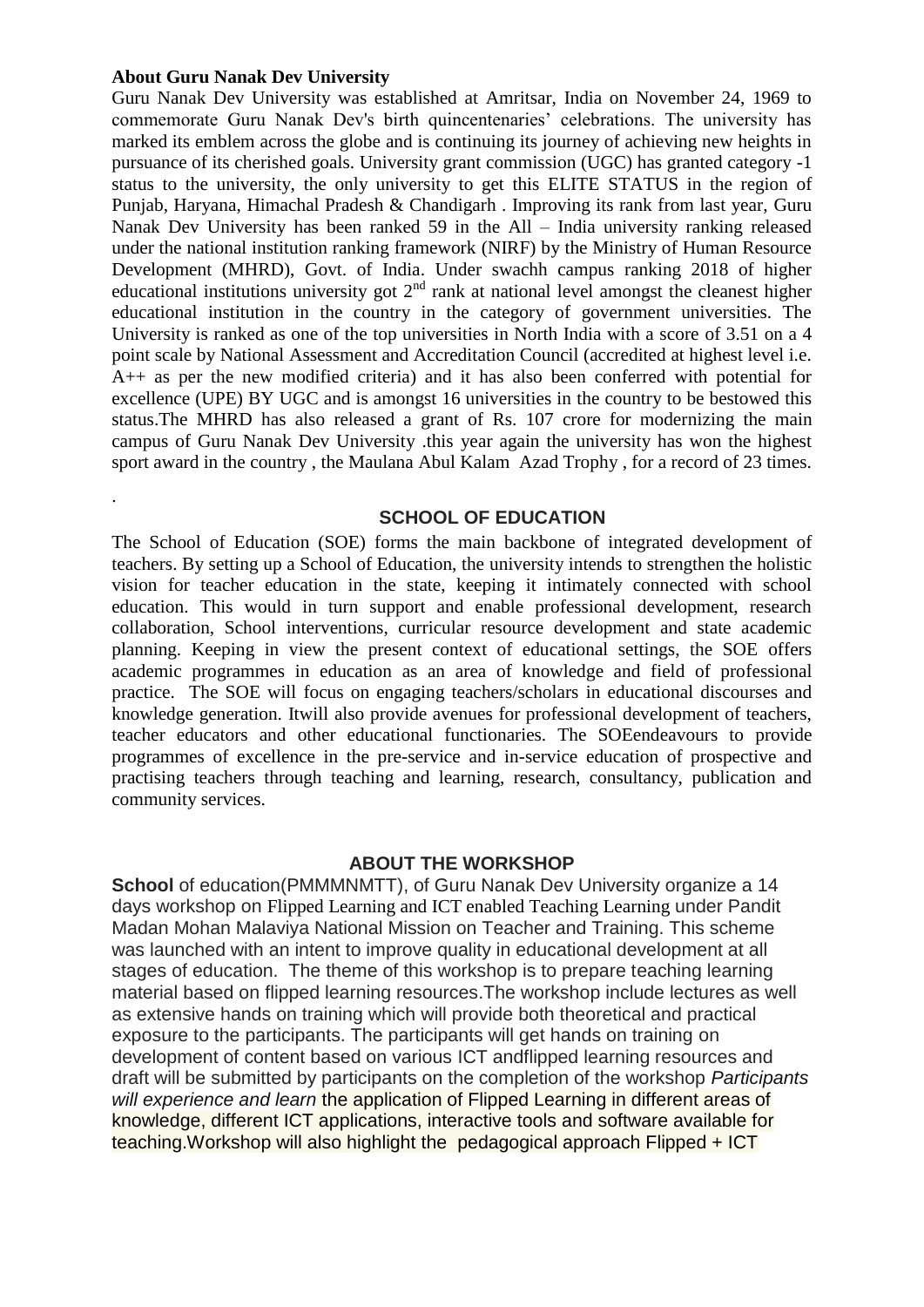**About Guru Nanak Dev University**

Guru Nanak Dev University was established at Amritsar, India on November 24, 1969 to commemorate Guru Nanak Dev's birth quincentenaries' celebrations. The university has marked its emblem across the globe and is continuing its journey of achieving new heights in pursuance of its cherished goals. University grant commission (UGC) has granted category -1 status to the university, the only university to get this ELITE STATUS in the region of Punjab, Haryana, Himachal Pradesh & Chandigarh . Improving its rank from last year, Guru Nanak Dev University has been ranked 59 in the All – India university ranking released under the national institution ranking framework (NIRF) by the Ministry of Human Resource Development (MHRD), Govt. of India. Under swachh campus ranking 2018 of higher educational institutions university got 2nd rank at national level amongst the cleanest higher educational institution in the country in the category of government universities. The University is ranked as one of the top universities in North India with a score of 3.51 on a 4 point scale by National Assessment and Accreditation Council (accredited at highest level i.e. A++ as per the new modified criteria) and it has also been conferred with potential for excellence (UPE) BY UGC and is amongst 16 universities in the country to be bestowed this status.The MHRD has also released a grant of Rs. 107 crore for modernizing the main campus of Guru Nanak Dev University .this year again the university has won the highest sport award in the country , the Maulana Abul Kalam Azad Trophy , for a record of 23 times.

.

## SCHOOL OF EDUCATION

The School of Education (SOE) forms the main backbone of integrated development of teachers. By setting up a School of Education, the university intends to strengthen the holistic vision for teacher education in the state, keeping it intimately connected with school education. This would in turn support and enable professional development, research collaboration, School interventions, curricular resource development and state academic planning. Keeping in view the present context of educational settings, the SOE offers academic programmes in education as an area of knowledge and field of professional practice. The SOE will focus on engaging teachers/scholars in educational discourses and knowledge generation. Itwill also provide avenues for professional development of teachers, teacher educators and other educational functionaries. The SOEendeavours to provide programmes of excellence in the pre-service and in-service education of prospective and practising teachers through teaching and learning, research, consultancy, publication and community services.

## ABOUT THE WORKSHOP

**School** of education(PMMMNMTT), of Guru Nanak Dev University organize a 14 days workshop on Flipped Learning and ICT enabled Teaching Learning under Pandit Madan Mohan Malaviya National Mission on Teacher and Training. This scheme was launched with an intent to improve quality in educational development at all stages of education. The theme of this workshop is to prepare teaching learning material based on flipped learning resources.The workshop include lectures as well as extensive hands on training which will provide both theoretical and practical exposure to the participants. The participants will get hands on training on development of content based on various ICT andflipped learning resources and draft will be submitted by participants on the completion of the workshop *Participants will experience and learn* the application of Flipped Learning in different areas of knowledge, different ICT applications, interactive tools and software available for teaching.Workshop will also highlight the pedagogical approach Flipped + ICT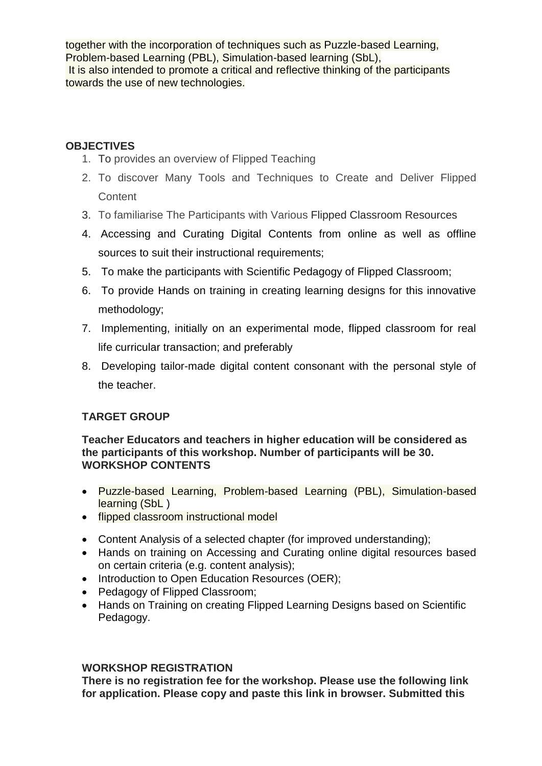together with the incorporation of techniques such as Puzzle-based Learning, Problem-based Learning (PBL), Simulation-based learning (SbL),
It is also intended to promote a critical and reflective thinking of the participants towards the use of new technologies.

**OBJECTIVES**

1. To provides an overview of Flipped Teaching
2. To discover Many Tools and Techniques to Create and Deliver Flipped Content
3. To familiarise The Participants with Various Flipped Classroom Resources
4. Accessing and Curating Digital Contents from online as well as offline sources to suit their instructional requirements;
5. To make the participants with Scientific Pedagogy of Flipped Classroom;
6. To provide Hands on training in creating learning designs for this innovative methodology;
7. Implementing, initially on an experimental mode, flipped classroom for real life curricular transaction; and preferably
8. Developing tailor-made digital content consonant with the personal style of the teacher.

**TARGET GROUP**

**Teacher Educators and teachers in higher education will be considered as the participants of this workshop. Number of participants will be 30.**
**WORKSHOP CONTENTS**

- Puzzle-based Learning, Problem-based Learning (PBL), Simulation-based learning (SbL )
- flipped classroom instructional model
- Content Analysis of a selected chapter (for improved understanding);
- Hands on training on Accessing and Curating online digital resources based on certain criteria (e.g. content analysis);
- Introduction to Open Education Resources (OER);
- Pedagogy of Flipped Classroom;
- Hands on Training on creating Flipped Learning Designs based on Scientific Pedagogy.

**WORKSHOP REGISTRATION**
**There is no registration fee for the workshop. Please use the following link for application. Please copy and paste this link in browser. Submitted this**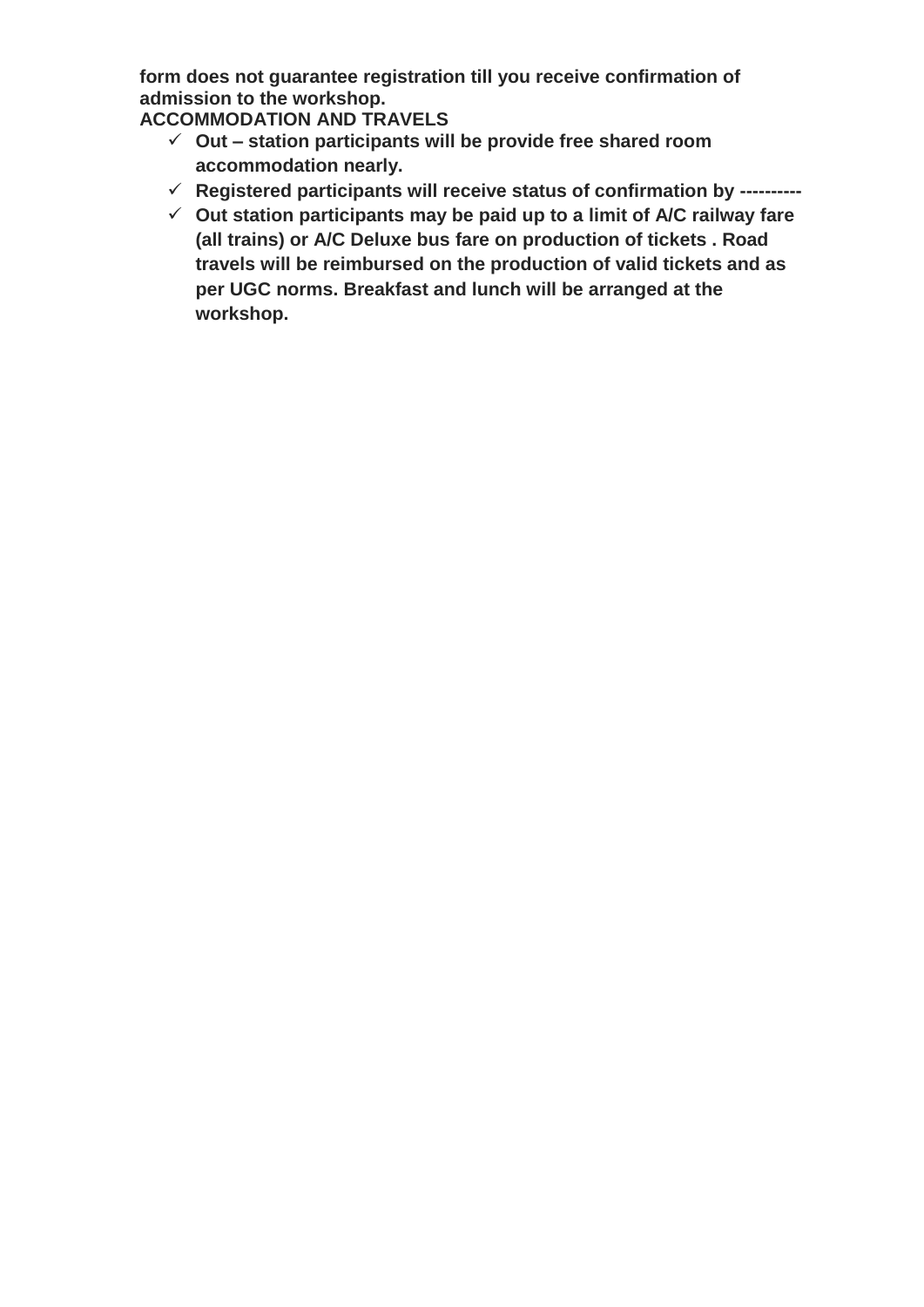**form does not guarantee registration till you receive confirmation of admission to the workshop.**

**ACCOMMODATION AND TRAVELS**

- ✓ **Out – station participants will be provide free shared room accommodation nearly.**
- ✓ **Registered participants will receive status of confirmation by ----------**
- ✓ **Out station participants may be paid up to a limit of A/C railway fare (all trains) or A/C Deluxe bus fare on production of tickets . Road travels will be reimbursed on the production of valid tickets and as per UGC norms. Breakfast and lunch will be arranged at the workshop.**